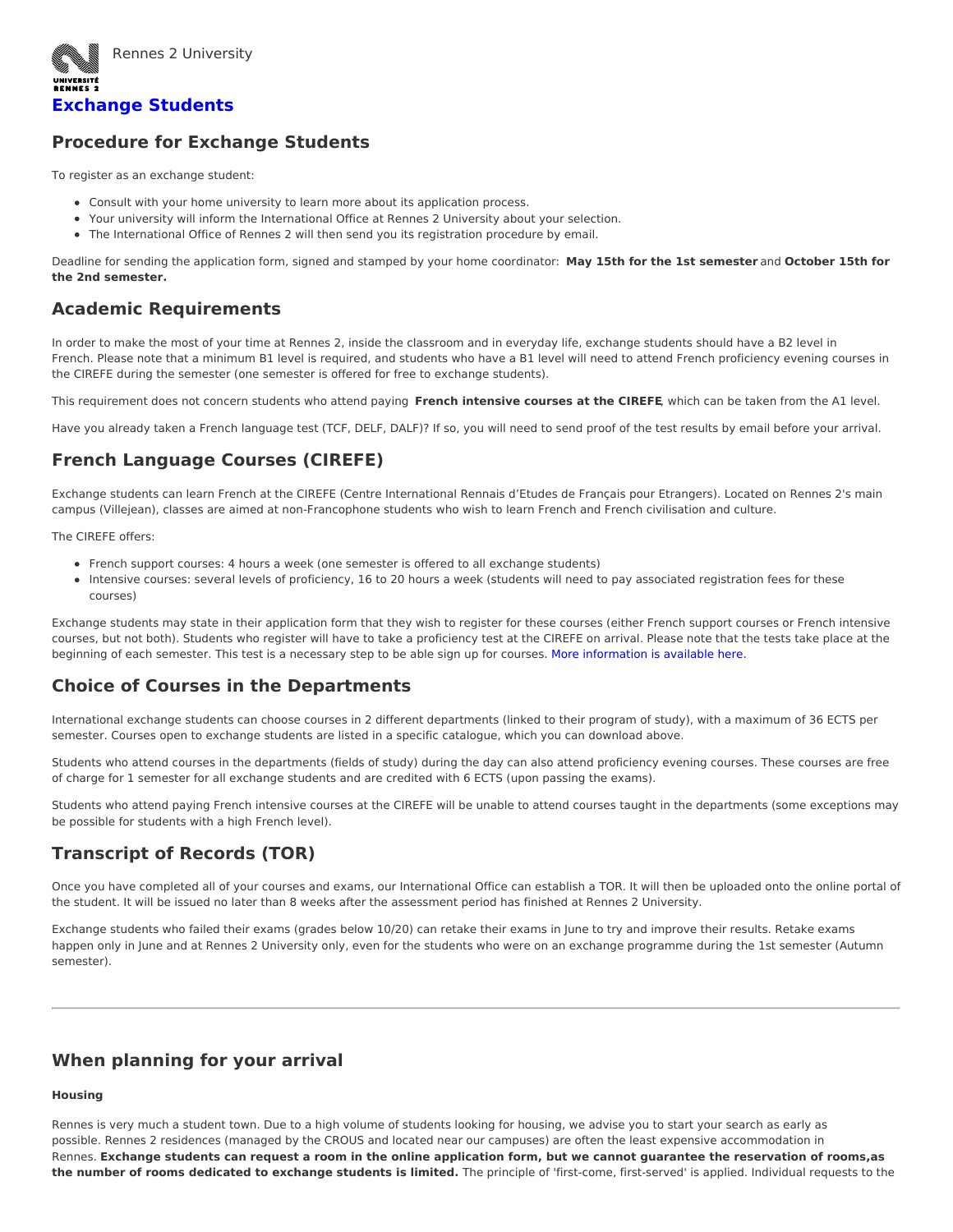Rennes 2 University

# Exchange Students

## Procedure for Exchange Students

To register as an exchange student:

- Consult with your home university to learn more about its application process.
- Your university will inform the International Office at Rennes 2 University about your selection.
- The International Office of Rennes 2 will then send you its registration procedure by email.

Deadline for sending the application form, signed and stamped by your home coordinator: **May 15th for the 1st semester** and **October 15th for the 2nd semester.**

## Academic Requirements

In order to make the most of your time at Rennes 2, inside the classroom and in everyday life, exchange students should have a B2 level in French. Please note that a minimum B1 level is required, and students who have a B1 level will need to attend French proficiency evening courses in the CIREFE during the semester (one semester is offered for free to exchange students).

This requirement does not concern students who attend paying **French intensive courses at the CIREFE**, which can be taken from the A1 level.

Have you already taken a French language test (TCF, DELF, DALF)? If so, you will need to send proof of the test results by email before your arrival.

## French Language Courses (CIREFE)

Exchange students can learn French at the CIREFE (Centre International Rennais d'Etudes de Français pour Etrangers). Located on Rennes 2's main campus (Villejean), classes are aimed at non-Francophone students who wish to learn French and French civilisation and culture.

The CIREFE offers:

- French support courses: 4 hours a week (one semester is offered to all exchange students)
- Intensive courses: several levels of proficiency, 16 to 20 hours a week (students will need to pay associated registration fees for these courses)

Exchange students may state in their application form that they wish to register for these courses (either French support courses or French intensive courses, but not both). Students who register will have to take a proficiency test at the CIREFE on arrival. Please note that the tests take place at the beginning of each semester. This test is a necessary step to be able sign up for courses. More information is available here.

## Choice of Courses in the Departments

International exchange students can choose courses in 2 different departments (linked to their program of study), with a maximum of 36 ECTS per semester. Courses open to exchange students are listed in a specific catalogue, which you can download above.

Students who attend courses in the departments (fields of study) during the day can also attend proficiency evening courses. These courses are free of charge for 1 semester for all exchange students and are credited with 6 ECTS (upon passing the exams).

Students who attend paying French intensive courses at the CIREFE will be unable to attend courses taught in the departments (some exceptions may be possible for students with a high French level).

## Transcript of Records (TOR)

Once you have completed all of your courses and exams, our International Office can establish a TOR. It will then be uploaded onto the online portal of the student. It will be issued no later than 8 weeks after the assessment period has finished at Rennes 2 University.

Exchange students who failed their exams (grades below 10/20) can retake their exams in June to try and improve their results. Retake exams happen only in June and at Rennes 2 University only, even for the students who were on an exchange programme during the 1st semester (Autumn semester).

---

## When planning for your arrival

#### Housing

Rennes is very much a student town. Due to a high volume of students looking for housing, we advise you to start your search as early as possible. Rennes 2 residences (managed by the CROUS and located near our campuses) are often the least expensive accommodation in Rennes. **Exchange students can request a room in the online application form, but we cannot guarantee the reservation of rooms,as the number of rooms dedicated to exchange students is limited.** The principle of 'first-come, first-served' is applied. Individual requests to the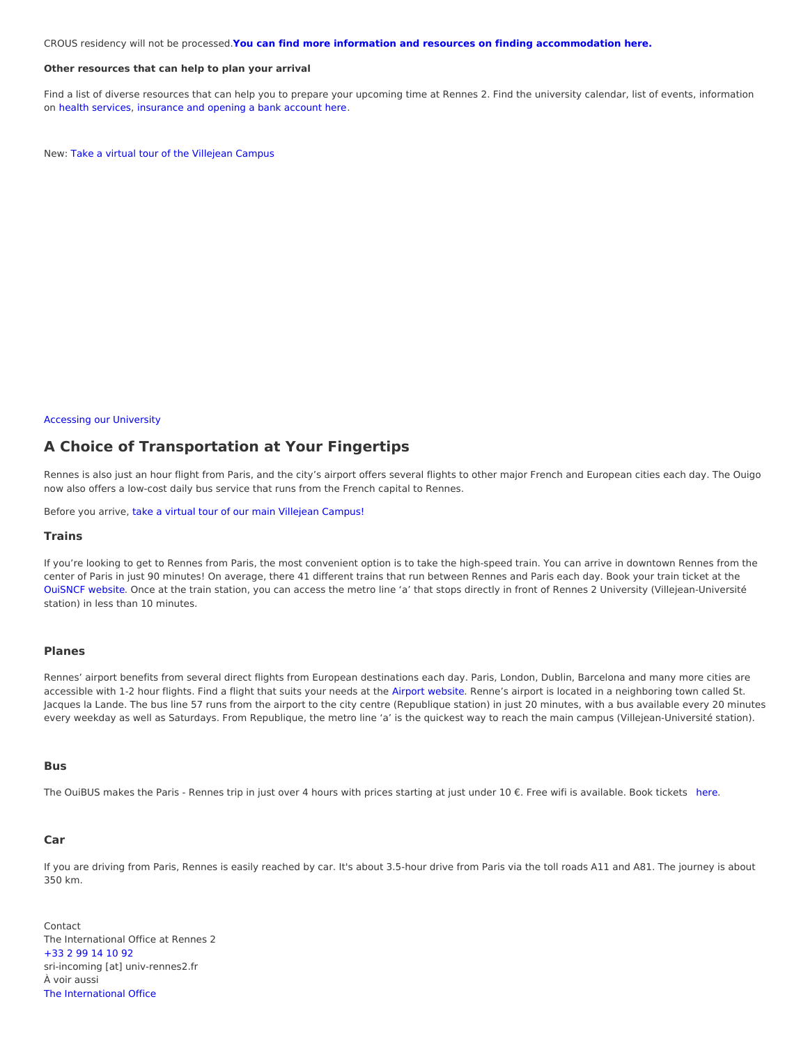CROUS residency will not be processed.**You can find more information and resources on finding accommodation here.**

**Other resources that can help to plan your arrival**

Find a list of diverse resources that can help you to prepare your upcoming time at Rennes 2. Find the university calendar, list of events, information on health services, insurance and opening a bank account here.

New: Take a virtual tour of the Villejean Campus

Accessing our University

## A Choice of Transportation at Your Fingertips

Rennes is also just an hour flight from Paris, and the city's airport offers several flights to other major French and European cities each day. The Ouigo now also offers a low-cost daily bus service that runs from the French capital to Rennes.

Before you arrive, take a virtual tour of our main Villejean Campus!

### Trains

If you're looking to get to Rennes from Paris, the most convenient option is to take the high-speed train. You can arrive in downtown Rennes from the center of Paris in just 90 minutes! On average, there 41 different trains that run between Rennes and Paris each day. Book your train ticket at the OuiSNCF website. Once at the train station, you can access the metro line 'a' that stops directly in front of Rennes 2 University (Villejean-Université station) in less than 10 minutes.

### Planes

Rennes' airport benefits from several direct flights from European destinations each day. Paris, London, Dublin, Barcelona and many more cities are accessible with 1-2 hour flights. Find a flight that suits your needs at the Airport website. Renne's airport is located in a neighboring town called St. Jacques la Lande. The bus line 57 runs from the airport to the city centre (Republique station) in just 20 minutes, with a bus available every 20 minutes every weekday as well as Saturdays. From Republique, the metro line 'a' is the quickest way to reach the main campus (Villejean-Université station).

### Bus

The OuiBUS makes the Paris - Rennes trip in just over 4 hours with prices starting at just under 10 €. Free wifi is available. Book tickets here.

### Car

If you are driving from Paris, Rennes is easily reached by car. It's about 3.5-hour drive from Paris via the toll roads A11 and A81. The journey is about 350 km.

Contact
The International Office at Rennes 2
+33 2 99 14 10 92
sri-incoming [at] univ-rennes2.fr
À voir aussi
The International Office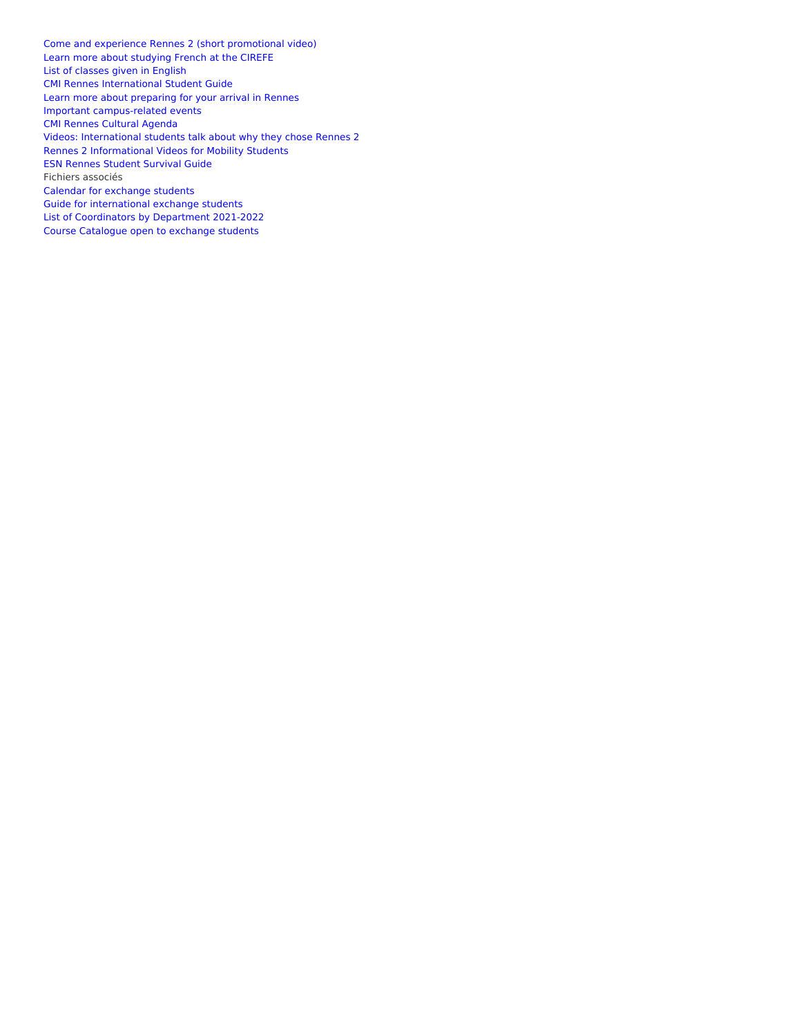- Come and experience Rennes 2 (short promotional video)
- Learn more about studying French at the CIREFE
- List of classes given in English
- CMI Rennes International Student Guide
- Learn more about preparing for your arrival in Rennes
- Important campus-related events
- CMI Rennes Cultural Agenda
- Videos: International students talk about why they chose Rennes 2
- Rennes 2 Informational Videos for Mobility Students
- ESN Rennes Student Survival Guide

Fichiers associés

- Calendar for exchange students
- Guide for international exchange students
- List of Coordinators by Department 2021-2022
- Course Catalogue open to exchange students